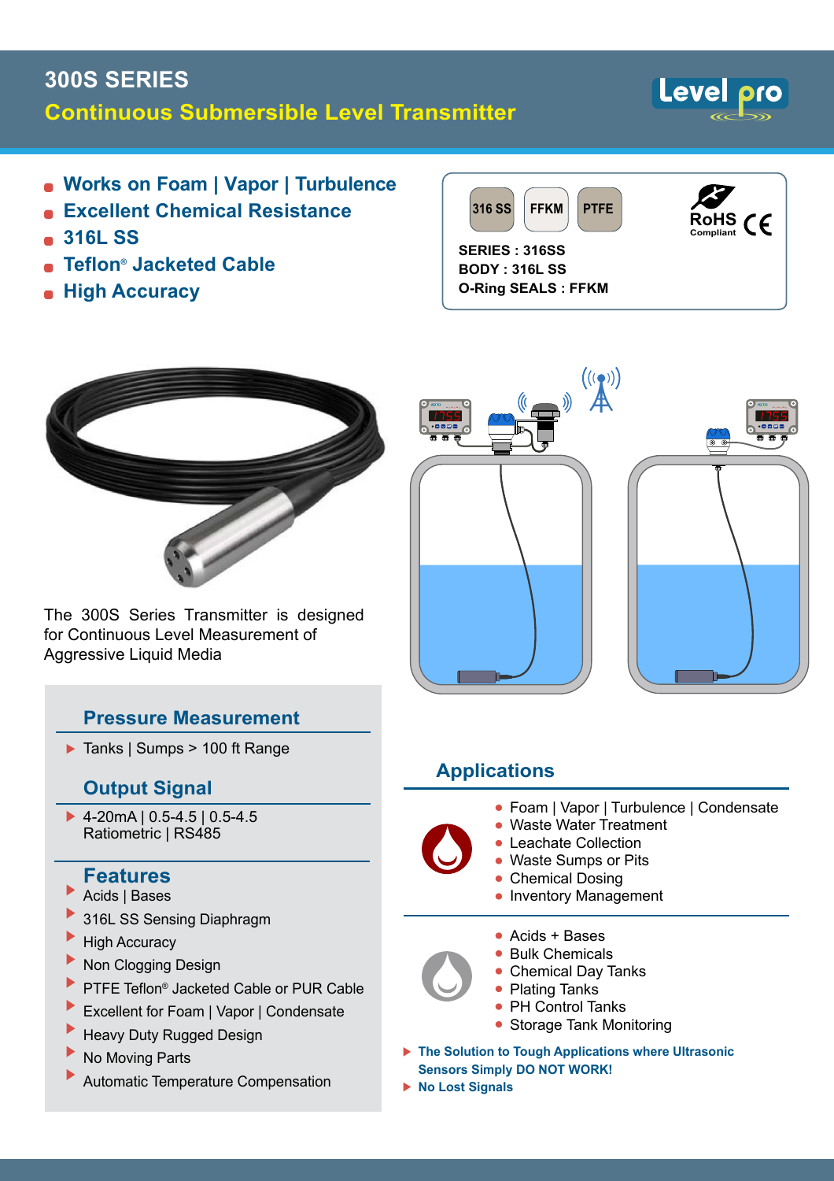# 300S SERIES

## Continuous Submersible Level Transmitter

Level pro

- Works on Foam | Vapor | Turbulence
- Excellent Chemical Resistance
- 316L SS
- Teflon® Jacketed Cable
- High Accuracy

316 SS | FFKM | PTFE

RoHS Compliant CE

**SERIES : 316SS**
**BODY : 316L SS**
**O-Ring SEALS : FFKM**

The 300S Series Transmitter is designed for Continuous Level Measurement of Aggressive Liquid Media

### Pressure Measurement

- Tanks | Sumps > 100 ft Range

### Output Signal

- 4-20mA | 0.5-4.5 | 0.5-4.5 Ratiometric | RS485

### Features

- Acids | Bases
- 316L SS Sensing Diaphragm
- High Accuracy
- Non Clogging Design
- PTFE Teflon® Jacketed Cable or PUR Cable
- Excellent for Foam | Vapor | Condensate
- Heavy Duty Rugged Design
- No Moving Parts
- Automatic Temperature Compensation

### Applications

- Foam | Vapor | Turbulence | Condensate
- Waste Water Treatment
- Leachate Collection
- Waste Sumps or Pits
- Chemical Dosing
- Inventory Management

- Acids + Bases
- Bulk Chemicals
- Chemical Day Tanks
- Plating Tanks
- PH Control Tanks
- Storage Tank Monitoring

- **The Solution to Tough Applications where Ultrasonic Sensors Simply DO NOT WORK!**
- **No Lost Signals**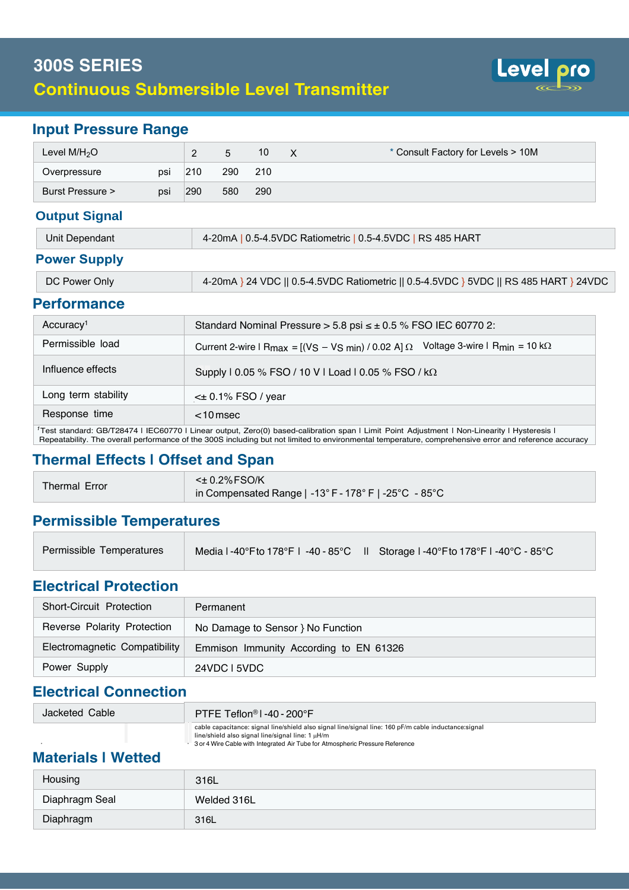# 300S SERIES

## Continuous Submersible Level Transmitter

## Input Pressure Range

| Level M/$H_2O$ | | 2 | 5 | 10 | X | * Consult Factory for Levels > 10M |
|---|---|---|---|---|---|---|
| Overpressure | psi | 210 | 290 | 210 | | |
| Burst Pressure > | psi | 290 | 580 | 290 | | |

## Output Signal

| Unit Dependant | 4-20mA \| 0.5-4.5VDC Ratiometric \| 0.5-4.5VDC \| RS 485 HART |
|---|---|

## Power Supply

| DC Power Only | 4-20mA } 24 VDC \|\| 0.5-4.5VDC Ratiometric \|\| 0.5-4.5VDC } 5VDC \|\| RS 485 HART } 24VDC |
|---|---|

## Performance

| Accuracy[1] | Standard Nominal Pressure > 5.8 psi ≤ ± 0.5 % FSO IEC 60770 2: |
|---|---|
| Permissible load | Current 2-wire I $R_{max}$ = [($V_S$ – $V_{S\ min}$) / 0.02 A] Ω   Voltage 3-wire I $R_{min}$ = 10 kΩ |
| Influence effects | Supply I 0.05 % FSO / 10 V I Load I 0.05 % FSO / kΩ |
| Long term stability | <± 0.1% FSO / year |
| Response time | <10 msec |

[1] Test standard: GB/T28474 I IEC60770 I Linear output, Zero(0) based-calibration span I Limit Point Adjustment I Non-Linearity I Hysteresis I Repeatability. The overall performance of the 300S including but not limited to environmental temperature, comprehensive error and reference accuracy

## Thermal Effects I Offset and Span

| Thermal Error | <± 0.2%FSO/K<br>in Compensated Range \| -13° F - 178° F \| -25°C - 85°C |
|---|---|

## Permissible Temperatures

| Permissible Temperatures | Media I -40°F to 178°F I -40 - 85°C II Storage I -40°F to 178°F I -40°C - 85°C |
|---|---|

## Electrical Protection

| Short-Circuit Protection | Permanent |
|---|---|
| Reverse Polarity Protection | No Damage to Sensor } No Function |
| Electromagnetic Compatibility | Emmison Immunity According to EN 61326 |
| Power Supply | 24VDC I 5VDC |

## Electrical Connection

| Jacketed Cable | PTFE Teflon® I -40 - 200°F |
|---|---|

cable capacitance: signal line/shield also signal line/signal line: 160 pF/m cable inductance:signal line/shield also signal line/signal line: 1 µH/m
3 or 4 Wire Cable with Integrated Air Tube for Atmospheric Pressure Reference

## Materials I Wetted

| Housing | 316L |
|---|---|
| Diaphragm Seal | Welded 316L |
| Diaphragm | 316L |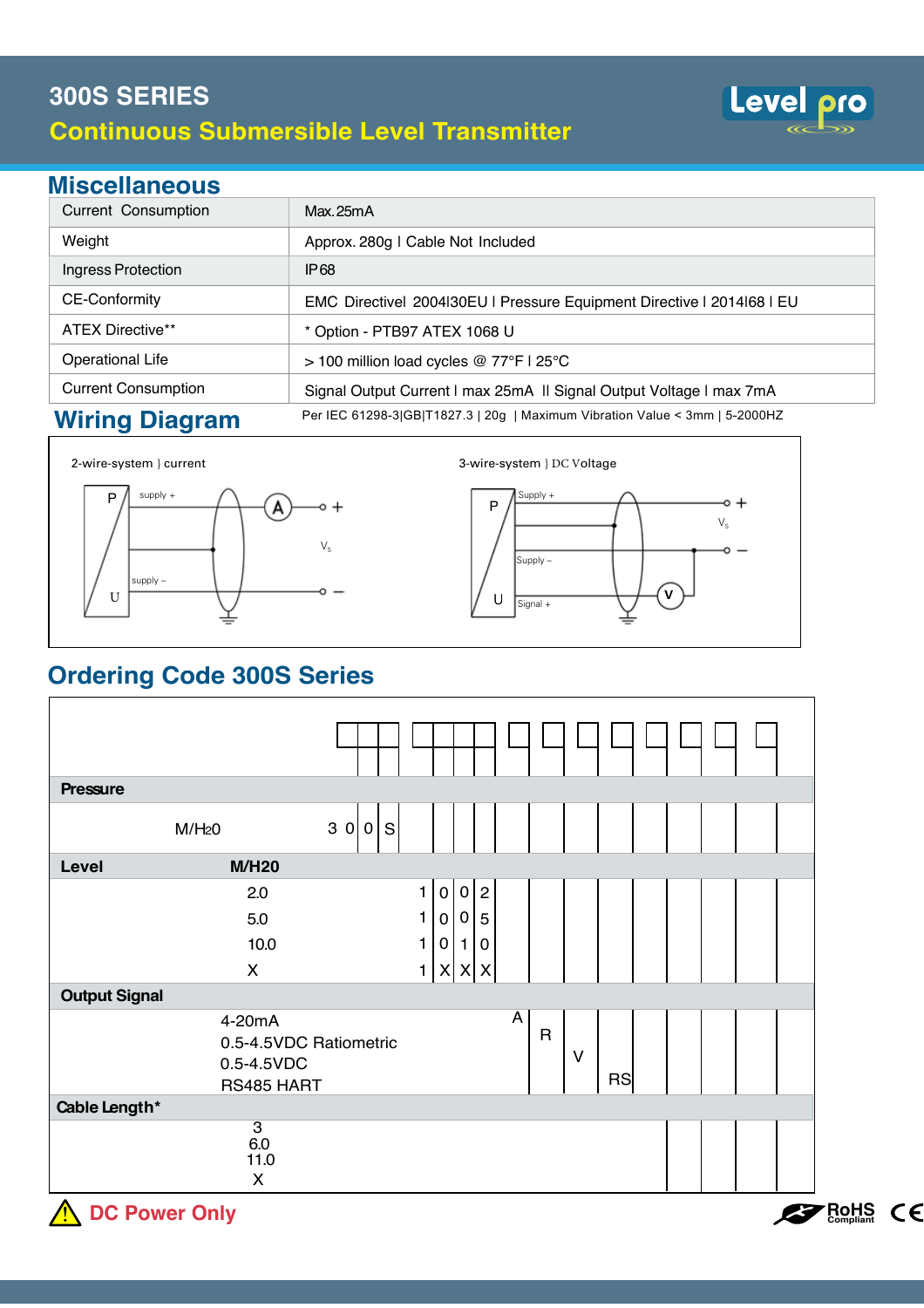# 300S SERIES

## Continuous Submersible Level Transmitter

## Miscellaneous

| | |
|---|---|
| Current Consumption | Max.25mA |
| Weight | Approx. 280g I Cable Not Included |
| Ingress Protection | IP68 |
| CE-Conformity | EMC Directivel 2004I30EU I Pressure Equipment Directive I 2014I68 I EU |
| ATEX Directive** | * Option - PTB97 ATEX 1068 U |
| Operational Life | > 100 million load cycles @ 77°F I 25°C |
| Current Consumption | Signal Output Current I max 25mA II Signal Output Voltage I max 7mA |

Per IEC 61298-3|GB|T1827.3 | 20g | Maximum Vibration Value < 3mm | 5-2000HZ

## Wiring Diagram

2-wire-system } current

P
U
supply +
supply –
A
+
$V_s$
–

3-wire-system } DC Voltage

P
U
Supply +
Supply –
Signal +
V
+
$V_s$
–

## Ordering Code 300S Series

| | | | | | | | | | | | | | | | |
|---|---|---|---|---|---|---|---|---|---|---|---|---|---|---|---|
| **Pressure** | | | | | | | | | | | | | | | |
| M/H20 | 3 0 | 0 | S | | | | | | | | | | | | |
| **Level** | **M/H20** | | | | | | | | | | | | | | |
| | 2.0 | | | 1 | 0 | 0 | 2 | | | | | | | | |
| | 5.0 | | | 1 | 0 | 0 | 5 | | | | | | | | |
| | 10.0 | | | 1 | 0 | 1 | 0 | | | | | | | | |
| | X | | | 1 | X | X | X | | | | | | | | |
| **Output Signal** | | | | | | | | | | | | | | | |
| | 4-20mA | | | | | | | A | | | | | | | |
| | 0.5-4.5VDC Ratiometric | | | | | | | | R | | | | | | |
| | 0.5-4.5VDC | | | | | | | | | V | | | | | |
| | RS485 HART | | | | | | | | | | RS | | | | |
| **Cable Length*** | | | | | | | | | | | | | | | |
| | 3 | | | | | | | | | | | | | | |
| | 6.0 | | | | | | | | | | | | | | |
| | 11.0 | | | | | | | | | | | | | | |
| | X | | | | | | | | | | | | | | |

⚠ **DC Power Only**

RoHS Compliant CE